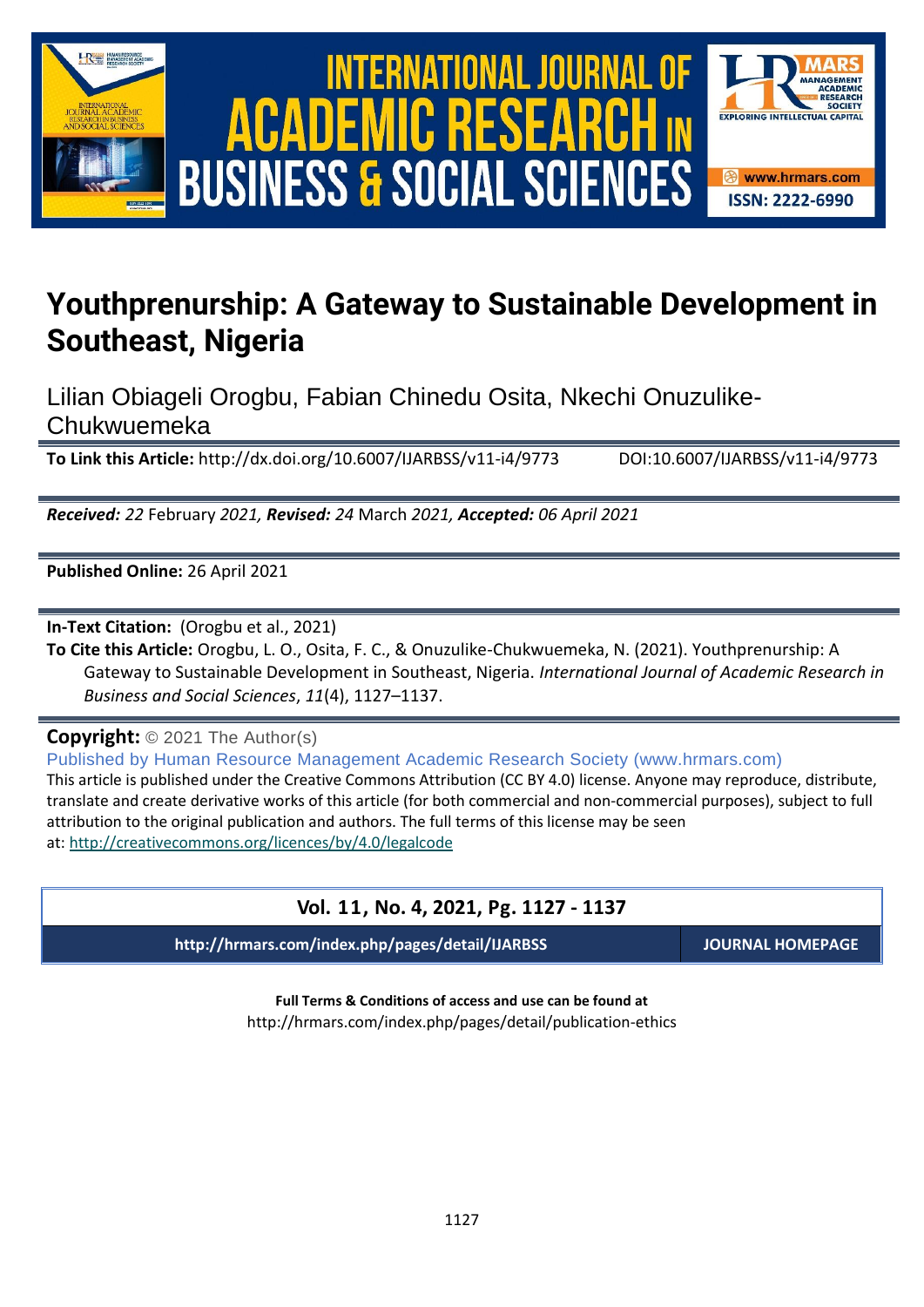# Youthprenurship: A Gateway to Sustainable Development in Southeast, Nigeria

Lilian Obiageli Orogbu, Fabian Chinedu Osita, Nkechi Onuzulike-Chukwuemeka

**To Link this Article:** http://dx.doi.org/10.6007/IJARBSS/v11-i4/9773 DOI:10.6007/IJARBSS/v11-i4/9773

***Received:** 22* February *2021, **Revised:** 24* March *2021, **Accepted:** 06 April 2021*

**Published Online:** 26 April 2021

**In-Text Citation:** (Orogbu et al., 2021)

**To Cite this Article:** Orogbu, L. O., Osita, F. C., & Onuzulike-Chukwuemeka, N. (2021). Youthprenurship: A Gateway to Sustainable Development in Southeast, Nigeria. *International Journal of Academic Research in Business and Social Sciences*, *11*(4), 1127–1137.

**Copyright:** © 2021 The Author(s)

Published by Human Resource Management Academic Research Society (www.hrmars.com)

This article is published under the Creative Commons Attribution (CC BY 4.0) license. Anyone may reproduce, distribute, translate and create derivative works of this article (for both commercial and non-commercial purposes), subject to full attribution to the original publication and authors. The full terms of this license may be seen at: http://creativecommons.org/licences/by/4.0/legalcode

**Vol. 11, No. 4, 2021, Pg. 1127 - 1137**

**http://hrmars.com/index.php/pages/detail/IJARBSS** **JOURNAL HOMEPAGE**

**Full Terms & Conditions of access and use can be found at**
http://hrmars.com/index.php/pages/detail/publication-ethics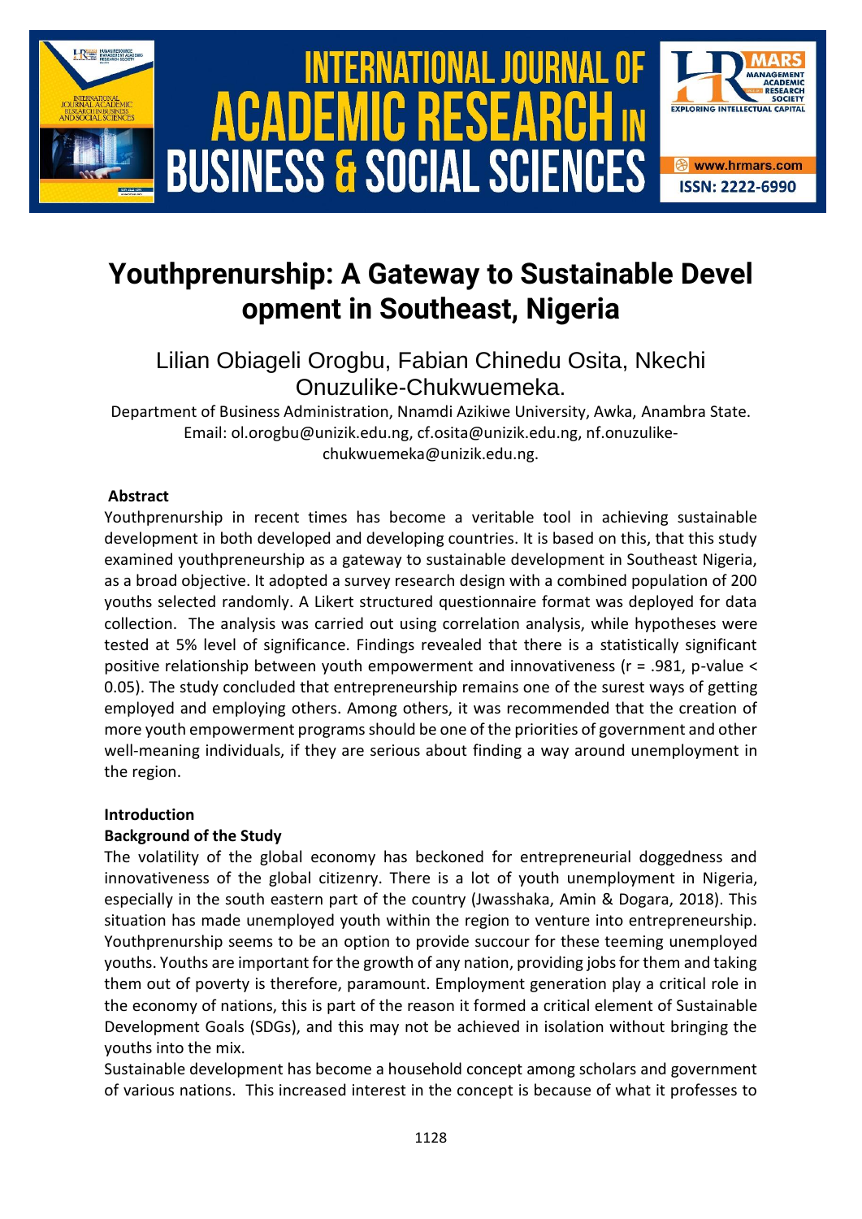# Youthprenurship: A Gateway to Sustainable Development in Southeast, Nigeria

Lilian Obiageli Orogbu, Fabian Chinedu Osita, Nkechi Onuzulike-Chukwuemeka.

Department of Business Administration, Nnamdi Azikiwe University, Awka, Anambra State.
Email: ol.orogbu@unizik.edu.ng, cf.osita@unizik.edu.ng, nf.onuzulike-chukwuemeka@unizik.edu.ng.

## Abstract

Youthprenurship in recent times has become a veritable tool in achieving sustainable development in both developed and developing countries. It is based on this, that this study examined youthpreneurship as a gateway to sustainable development in Southeast Nigeria, as a broad objective. It adopted a survey research design with a combined population of 200 youths selected randomly. A Likert structured questionnaire format was deployed for data collection. The analysis was carried out using correlation analysis, while hypotheses were tested at 5% level of significance. Findings revealed that there is a statistically significant positive relationship between youth empowerment and innovativeness ($r = .981$, p-value $< 0.05$). The study concluded that entrepreneurship remains one of the surest ways of getting employed and employing others. Among others, it was recommended that the creation of more youth empowerment programs should be one of the priorities of government and other well-meaning individuals, if they are serious about finding a way around unemployment in the region.

## Introduction

### Background of the Study

The volatility of the global economy has beckoned for entrepreneurial doggedness and innovativeness of the global citizenry. There is a lot of youth unemployment in Nigeria, especially in the south eastern part of the country (Jwasshaka, Amin & Dogara, 2018). This situation has made unemployed youth within the region to venture into entrepreneurship. Youthprenurship seems to be an option to provide succour for these teeming unemployed youths. Youths are important for the growth of any nation, providing jobs for them and taking them out of poverty is therefore, paramount. Employment generation play a critical role in the economy of nations, this is part of the reason it formed a critical element of Sustainable Development Goals (SDGs), and this may not be achieved in isolation without bringing the youths into the mix.

Sustainable development has become a household concept among scholars and government of various nations. This increased interest in the concept is because of what it professes to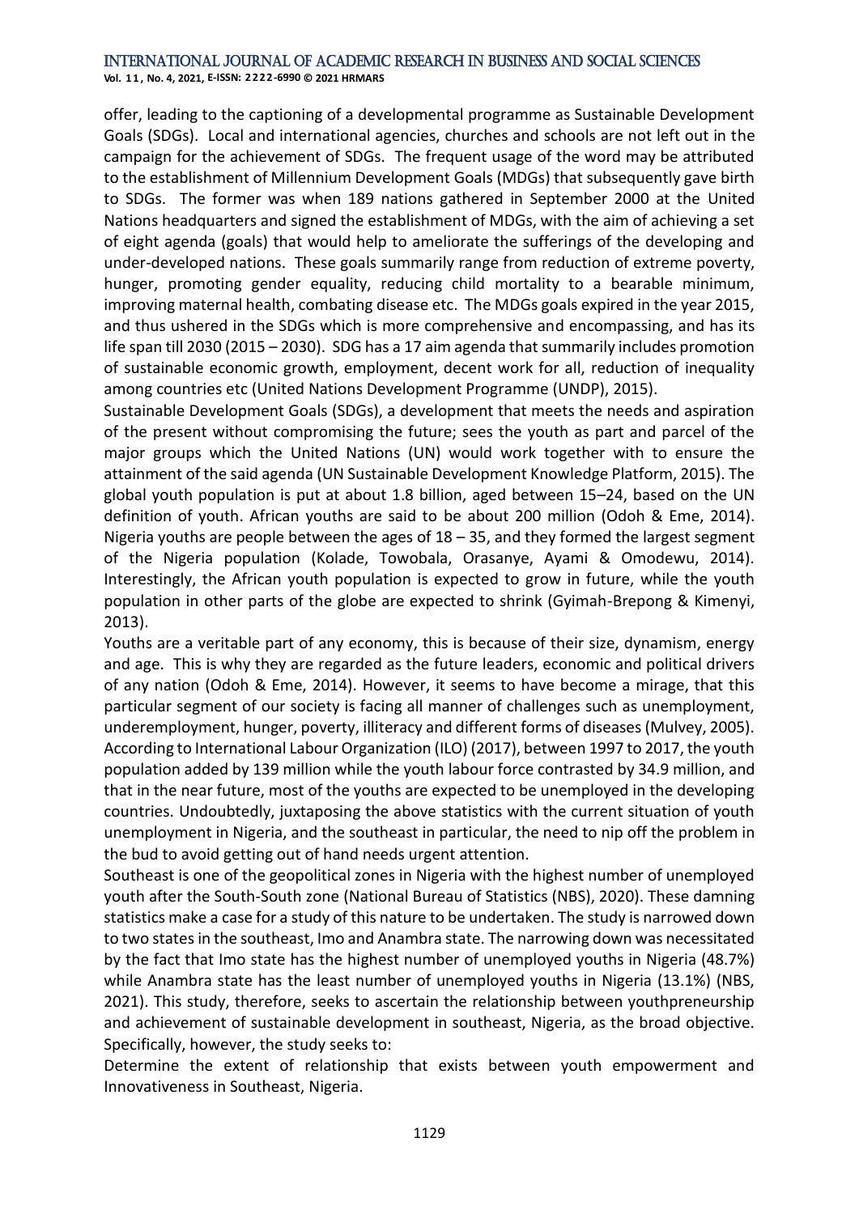offer, leading to the captioning of a developmental programme as Sustainable Development Goals (SDGs). Local and international agencies, churches and schools are not left out in the campaign for the achievement of SDGs. The frequent usage of the word may be attributed to the establishment of Millennium Development Goals (MDGs) that subsequently gave birth to SDGs. The former was when 189 nations gathered in September 2000 at the United Nations headquarters and signed the establishment of MDGs, with the aim of achieving a set of eight agenda (goals) that would help to ameliorate the sufferings of the developing and under-developed nations. These goals summarily range from reduction of extreme poverty, hunger, promoting gender equality, reducing child mortality to a bearable minimum, improving maternal health, combating disease etc. The MDGs goals expired in the year 2015, and thus ushered in the SDGs which is more comprehensive and encompassing, and has its life span till 2030 (2015 – 2030). SDG has a 17 aim agenda that summarily includes promotion of sustainable economic growth, employment, decent work for all, reduction of inequality among countries etc (United Nations Development Programme (UNDP), 2015).

Sustainable Development Goals (SDGs), a development that meets the needs and aspiration of the present without compromising the future; sees the youth as part and parcel of the major groups which the United Nations (UN) would work together with to ensure the attainment of the said agenda (UN Sustainable Development Knowledge Platform, 2015). The global youth population is put at about 1.8 billion, aged between 15–24, based on the UN definition of youth. African youths are said to be about 200 million (Odoh & Eme, 2014). Nigeria youths are people between the ages of 18 – 35, and they formed the largest segment of the Nigeria population (Kolade, Towobala, Orasanye, Ayami & Omodewu, 2014). Interestingly, the African youth population is expected to grow in future, while the youth population in other parts of the globe are expected to shrink (Gyimah-Brepong & Kimenyi, 2013).

Youths are a veritable part of any economy, this is because of their size, dynamism, energy and age. This is why they are regarded as the future leaders, economic and political drivers of any nation (Odoh & Eme, 2014). However, it seems to have become a mirage, that this particular segment of our society is facing all manner of challenges such as unemployment, underemployment, hunger, poverty, illiteracy and different forms of diseases (Mulvey, 2005). According to International Labour Organization (ILO) (2017), between 1997 to 2017, the youth population added by 139 million while the youth labour force contrasted by 34.9 million, and that in the near future, most of the youths are expected to be unemployed in the developing countries. Undoubtedly, juxtaposing the above statistics with the current situation of youth unemployment in Nigeria, and the southeast in particular, the need to nip off the problem in the bud to avoid getting out of hand needs urgent attention.

Southeast is one of the geopolitical zones in Nigeria with the highest number of unemployed youth after the South-South zone (National Bureau of Statistics (NBS), 2020). These damning statistics make a case for a study of this nature to be undertaken. The study is narrowed down to two states in the southeast, Imo and Anambra state. The narrowing down was necessitated by the fact that Imo state has the highest number of unemployed youths in Nigeria (48.7%) while Anambra state has the least number of unemployed youths in Nigeria (13.1%) (NBS, 2021). This study, therefore, seeks to ascertain the relationship between youthpreneurship and achievement of sustainable development in southeast, Nigeria, as the broad objective. Specifically, however, the study seeks to:

Determine the extent of relationship that exists between youth empowerment and Innovativeness in Southeast, Nigeria.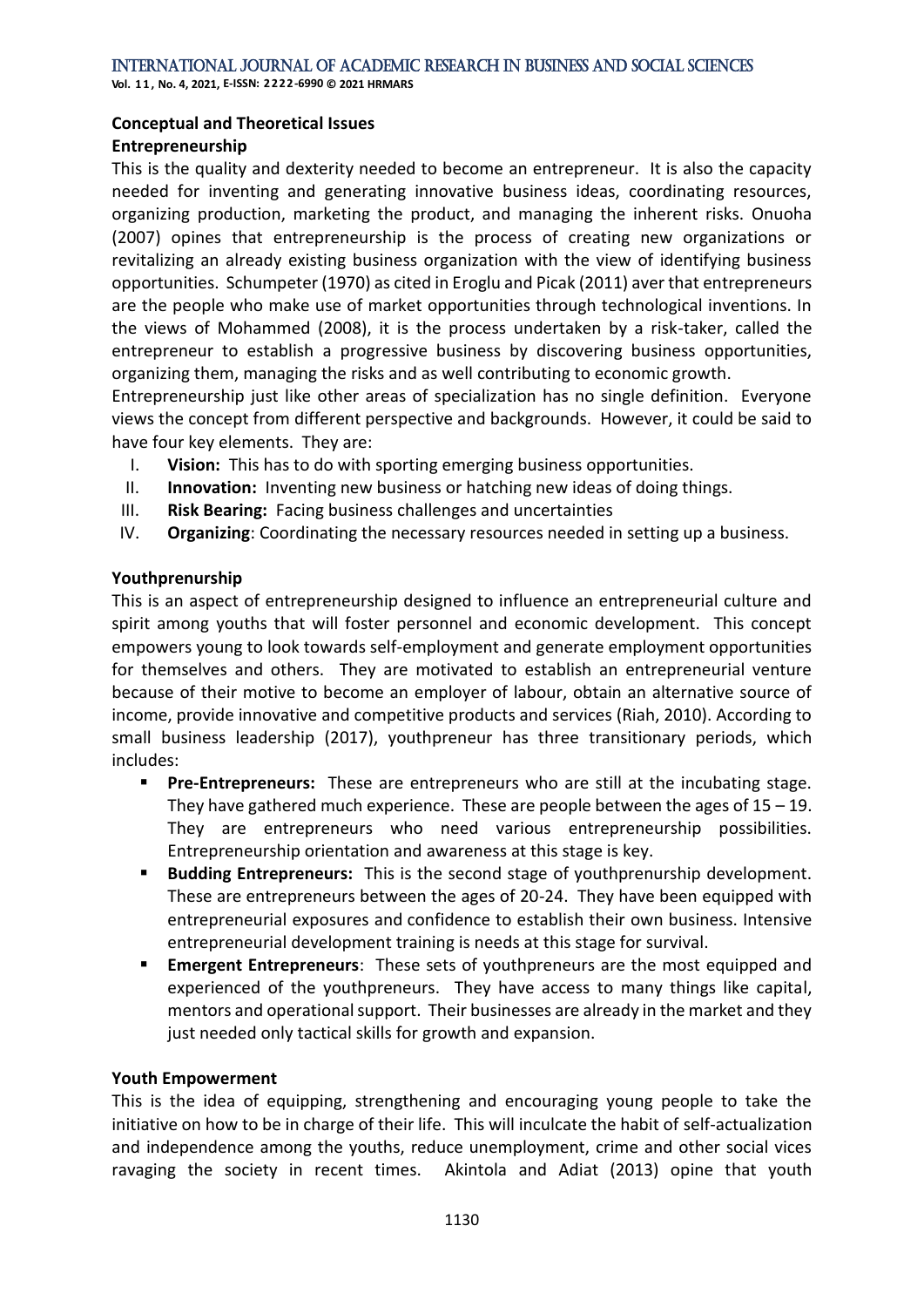## Conceptual and Theoretical Issues

### Entrepreneurship

This is the quality and dexterity needed to become an entrepreneur. It is also the capacity needed for inventing and generating innovative business ideas, coordinating resources, organizing production, marketing the product, and managing the inherent risks. Onuoha (2007) opines that entrepreneurship is the process of creating new organizations or revitalizing an already existing business organization with the view of identifying business opportunities. Schumpeter (1970) as cited in Eroglu and Picak (2011) aver that entrepreneurs are the people who make use of market opportunities through technological inventions. In the views of Mohammed (2008), it is the process undertaken by a risk-taker, called the entrepreneur to establish a progressive business by discovering business opportunities, organizing them, managing the risks and as well contributing to economic growth.

Entrepreneurship just like other areas of specialization has no single definition. Everyone views the concept from different perspective and backgrounds. However, it could be said to have four key elements. They are:

I. **Vision:** This has to do with sporting emerging business opportunities.
II. **Innovation:** Inventing new business or hatching new ideas of doing things.
III. **Risk Bearing:** Facing business challenges and uncertainties
IV. **Organizing**: Coordinating the necessary resources needed in setting up a business.

### Youthprenurship

This is an aspect of entrepreneurship designed to influence an entrepreneurial culture and spirit among youths that will foster personnel and economic development. This concept empowers young to look towards self-employment and generate employment opportunities for themselves and others. They are motivated to establish an entrepreneurial venture because of their motive to become an employer of labour, obtain an alternative source of income, provide innovative and competitive products and services (Riah, 2010). According to small business leadership (2017), youthpreneur has three transitionary periods, which includes:

- **Pre-Entrepreneurs:** These are entrepreneurs who are still at the incubating stage. They have gathered much experience. These are people between the ages of 15 – 19. They are entrepreneurs who need various entrepreneurship possibilities. Entrepreneurship orientation and awareness at this stage is key.
- **Budding Entrepreneurs:** This is the second stage of youthprenurship development. These are entrepreneurs between the ages of 20-24. They have been equipped with entrepreneurial exposures and confidence to establish their own business. Intensive entrepreneurial development training is needs at this stage for survival.
- **Emergent Entrepreneurs**: These sets of youthpreneurs are the most equipped and experienced of the youthpreneurs. They have access to many things like capital, mentors and operational support. Their businesses are already in the market and they just needed only tactical skills for growth and expansion.

### Youth Empowerment

This is the idea of equipping, strengthening and encouraging young people to take the initiative on how to be in charge of their life. This will inculcate the habit of self-actualization and independence among the youths, reduce unemployment, crime and other social vices ravaging the society in recent times. Akintola and Adiat (2013) opine that youth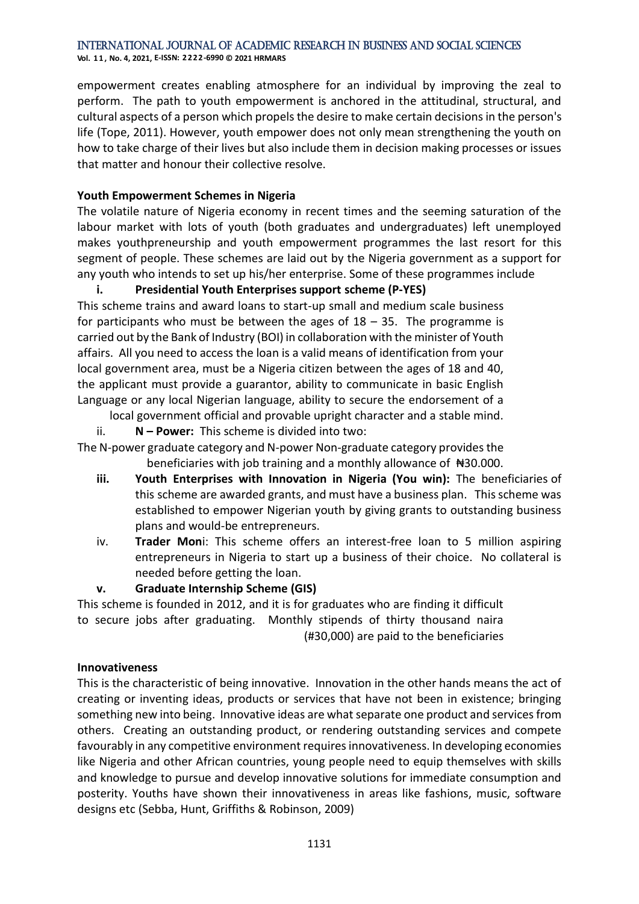empowerment creates enabling atmosphere for an individual by improving the zeal to perform. The path to youth empowerment is anchored in the attitudinal, structural, and cultural aspects of a person which propels the desire to make certain decisions in the person's life (Tope, 2011). However, youth empower does not only mean strengthening the youth on how to take charge of their lives but also include them in decision making processes or issues that matter and honour their collective resolve.

**Youth Empowerment Schemes in Nigeria**

The volatile nature of Nigeria economy in recent times and the seeming saturation of the labour market with lots of youth (both graduates and undergraduates) left unemployed makes youthpreneurship and youth empowerment programmes the last resort for this segment of people. These schemes are laid out by the Nigeria government as a support for any youth who intends to set up his/her enterprise. Some of these programmes include

i. **Presidential Youth Enterprises support scheme (P-YES)**

This scheme trains and award loans to start-up small and medium scale business for participants who must be between the ages of 18 – 35. The programme is carried out by the Bank of Industry (BOI) in collaboration with the minister of Youth affairs. All you need to access the loan is a valid means of identification from your local government area, must be a Nigeria citizen between the ages of 18 and 40, the applicant must provide a guarantor, ability to communicate in basic English Language or any local Nigerian language, ability to secure the endorsement of a local government official and provable upright character and a stable mind.

ii. **N – Power:** This scheme is divided into two:

The N-power graduate category and N-power Non-graduate category provides the beneficiaries with job training and a monthly allowance of ₦30.000.

iii. **Youth Enterprises with Innovation in Nigeria (You win):** The beneficiaries of this scheme are awarded grants, and must have a business plan. This scheme was established to empower Nigerian youth by giving grants to outstanding business plans and would-be entrepreneurs.

iv. **Trader Mon**i: This scheme offers an interest-free loan to 5 million aspiring entrepreneurs in Nigeria to start up a business of their choice. No collateral is needed before getting the loan.

v. **Graduate Internship Scheme (GIS)**

This scheme is founded in 2012, and it is for graduates who are finding it difficult to secure jobs after graduating. Monthly stipends of thirty thousand naira (#30,000) are paid to the beneficiaries

**Innovativeness**

This is the characteristic of being innovative. Innovation in the other hands means the act of creating or inventing ideas, products or services that have not been in existence; bringing something new into being. Innovative ideas are what separate one product and services from others. Creating an outstanding product, or rendering outstanding services and compete favourably in any competitive environment requires innovativeness. In developing economies like Nigeria and other African countries, young people need to equip themselves with skills and knowledge to pursue and develop innovative solutions for immediate consumption and posterity. Youths have shown their innovativeness in areas like fashions, music, software designs etc (Sebba, Hunt, Griffiths & Robinson, 2009)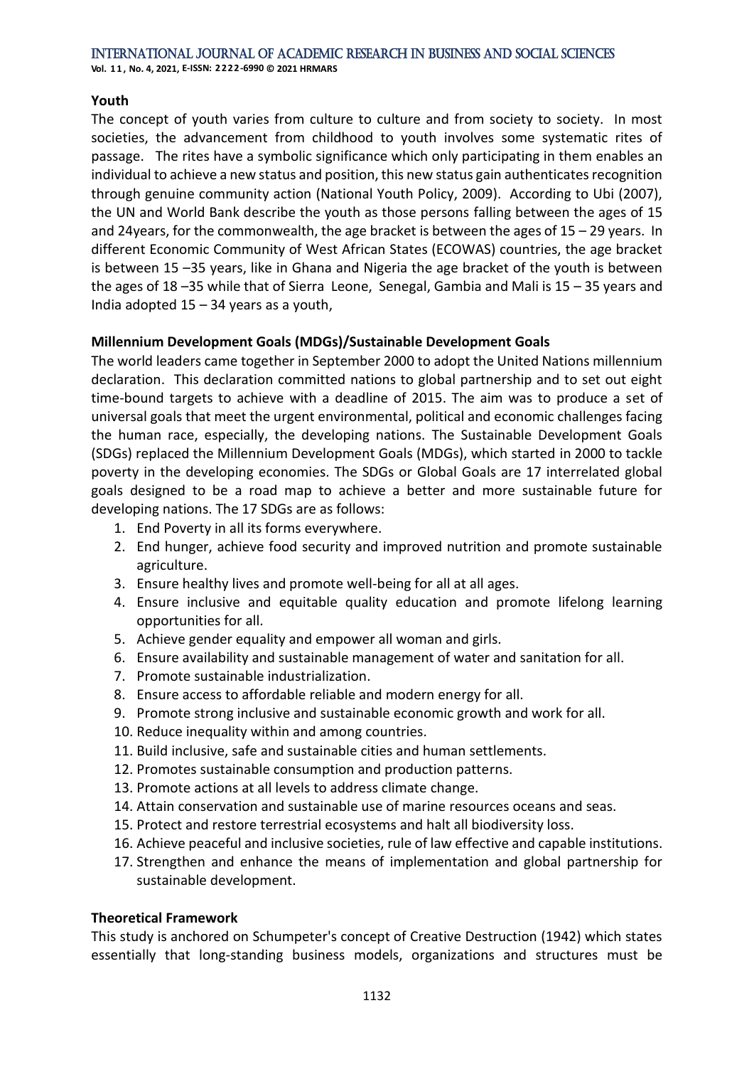**Youth**

The concept of youth varies from culture to culture and from society to society. In most societies, the advancement from childhood to youth involves some systematic rites of passage. The rites have a symbolic significance which only participating in them enables an individual to achieve a new status and position, this new status gain authenticates recognition through genuine community action (National Youth Policy, 2009). According to Ubi (2007), the UN and World Bank describe the youth as those persons falling between the ages of 15 and 24years, for the commonwealth, the age bracket is between the ages of 15 – 29 years. In different Economic Community of West African States (ECOWAS) countries, the age bracket is between 15 –35 years, like in Ghana and Nigeria the age bracket of the youth is between the ages of 18 –35 while that of Sierra Leone, Senegal, Gambia and Mali is 15 – 35 years and India adopted 15 – 34 years as a youth,

**Millennium Development Goals (MDGs)/Sustainable Development Goals**

The world leaders came together in September 2000 to adopt the United Nations millennium declaration. This declaration committed nations to global partnership and to set out eight time-bound targets to achieve with a deadline of 2015. The aim was to produce a set of universal goals that meet the urgent environmental, political and economic challenges facing the human race, especially, the developing nations. The Sustainable Development Goals (SDGs) replaced the Millennium Development Goals (MDGs), which started in 2000 to tackle poverty in the developing economies. The SDGs or Global Goals are 17 interrelated global goals designed to be a road map to achieve a better and more sustainable future for developing nations. The 17 SDGs are as follows:

1. End Poverty in all its forms everywhere.
2. End hunger, achieve food security and improved nutrition and promote sustainable agriculture.
3. Ensure healthy lives and promote well-being for all at all ages.
4. Ensure inclusive and equitable quality education and promote lifelong learning opportunities for all.
5. Achieve gender equality and empower all woman and girls.
6. Ensure availability and sustainable management of water and sanitation for all.
7. Promote sustainable industrialization.
8. Ensure access to affordable reliable and modern energy for all.
9. Promote strong inclusive and sustainable economic growth and work for all.
10. Reduce inequality within and among countries.
11. Build inclusive, safe and sustainable cities and human settlements.
12. Promotes sustainable consumption and production patterns.
13. Promote actions at all levels to address climate change.
14. Attain conservation and sustainable use of marine resources oceans and seas.
15. Protect and restore terrestrial ecosystems and halt all biodiversity loss.
16. Achieve peaceful and inclusive societies, rule of law effective and capable institutions.
17. Strengthen and enhance the means of implementation and global partnership for sustainable development.

**Theoretical Framework**

This study is anchored on Schumpeter's concept of Creative Destruction (1942) which states essentially that long-standing business models, organizations and structures must be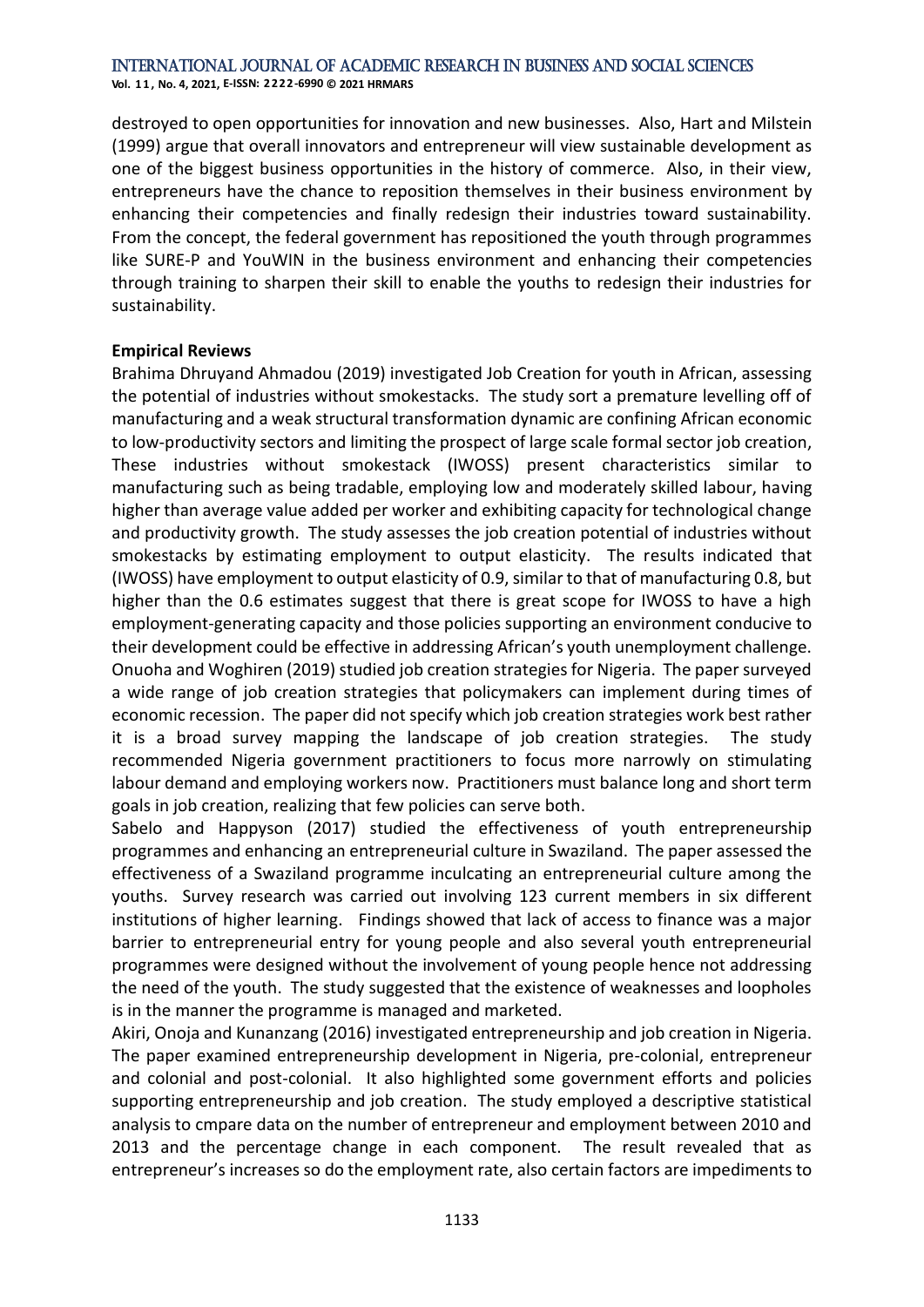destroyed to open opportunities for innovation and new businesses. Also, Hart and Milstein (1999) argue that overall innovators and entrepreneur will view sustainable development as one of the biggest business opportunities in the history of commerce. Also, in their view, entrepreneurs have the chance to reposition themselves in their business environment by enhancing their competencies and finally redesign their industries toward sustainability. From the concept, the federal government has repositioned the youth through programmes like SURE-P and YouWIN in the business environment and enhancing their competencies through training to sharpen their skill to enable the youths to redesign their industries for sustainability.

**Empirical Reviews**

Brahima Dhruyand Ahmadou (2019) investigated Job Creation for youth in African, assessing the potential of industries without smokestacks. The study sort a premature levelling off of manufacturing and a weak structural transformation dynamic are confining African economic to low-productivity sectors and limiting the prospect of large scale formal sector job creation, These industries without smokestack (IWOSS) present characteristics similar to manufacturing such as being tradable, employing low and moderately skilled labour, having higher than average value added per worker and exhibiting capacity for technological change and productivity growth. The study assesses the job creation potential of industries without smokestacks by estimating employment to output elasticity. The results indicated that (IWOSS) have employment to output elasticity of 0.9, similar to that of manufacturing 0.8, but higher than the 0.6 estimates suggest that there is great scope for IWOSS to have a high employment-generating capacity and those policies supporting an environment conducive to their development could be effective in addressing African's youth unemployment challenge.
Onuoha and Woghiren (2019) studied job creation strategies for Nigeria. The paper surveyed a wide range of job creation strategies that policymakers can implement during times of economic recession. The paper did not specify which job creation strategies work best rather it is a broad survey mapping the landscape of job creation strategies. The study recommended Nigeria government practitioners to focus more narrowly on stimulating labour demand and employing workers now. Practitioners must balance long and short term goals in job creation, realizing that few policies can serve both.
Sabelo and Happyson (2017) studied the effectiveness of youth entrepreneurship programmes and enhancing an entrepreneurial culture in Swaziland. The paper assessed the effectiveness of a Swaziland programme inculcating an entrepreneurial culture among the youths. Survey research was carried out involving 123 current members in six different institutions of higher learning. Findings showed that lack of access to finance was a major barrier to entrepreneurial entry for young people and also several youth entrepreneurial programmes were designed without the involvement of young people hence not addressing the need of the youth. The study suggested that the existence of weaknesses and loopholes is in the manner the programme is managed and marketed.
Akiri, Onoja and Kunanzang (2016) investigated entrepreneurship and job creation in Nigeria. The paper examined entrepreneurship development in Nigeria, pre-colonial, entrepreneur and colonial and post-colonial. It also highlighted some government efforts and policies supporting entrepreneurship and job creation. The study employed a descriptive statistical analysis to cmpare data on the number of entrepreneur and employment between 2010 and 2013 and the percentage change in each component. The result revealed that as entrepreneur's increases so do the employment rate, also certain factors are impediments to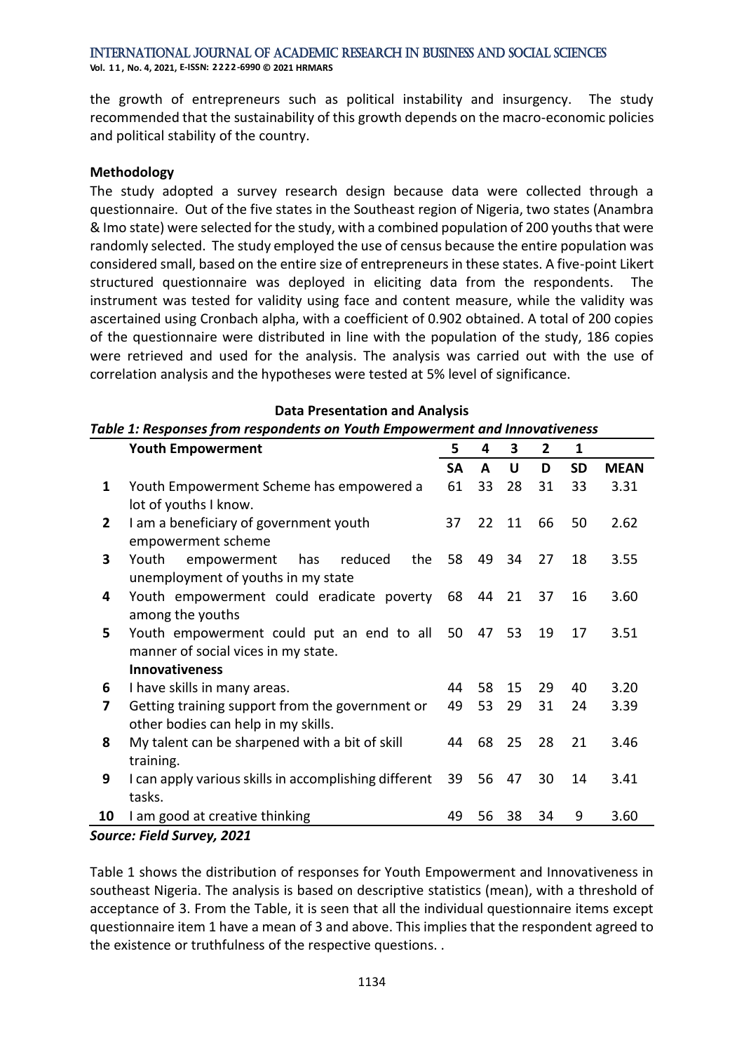the growth of entrepreneurs such as political instability and insurgency. The study recommended that the sustainability of this growth depends on the macro-economic policies and political stability of the country.

**Methodology**

The study adopted a survey research design because data were collected through a questionnaire. Out of the five states in the Southeast region of Nigeria, two states (Anambra & Imo state) were selected for the study, with a combined population of 200 youths that were randomly selected. The study employed the use of census because the entire population was considered small, based on the entire size of entrepreneurs in these states. A five-point Likert structured questionnaire was deployed in eliciting data from the respondents. The instrument was tested for validity using face and content measure, while the validity was ascertained using Cronbach alpha, with a coefficient of 0.902 obtained. A total of 200 copies of the questionnaire were distributed in line with the population of the study, 186 copies were retrieved and used for the analysis. The analysis was carried out with the use of correlation analysis and the hypotheses were tested at 5% level of significance.

**Data Presentation and Analysis**

***Table 1: Responses from respondents on Youth Empowerment and Innovativeness***

| | **Youth Empowerment** | **5** | **4** | **3** | **2** | **1** | |
|---|---|---|---|---|---|---|---|
| | | **SA** | **A** | **U** | **D** | **SD** | **MEAN** |
| **1** | Youth Empowerment Scheme has empowered a lot of youths I know. | 61 | 33 | 28 | 31 | 33 | 3.31 |
| **2** | I am a beneficiary of government youth empowerment scheme | 37 | 22 | 11 | 66 | 50 | 2.62 |
| **3** | Youth empowerment has reduced the unemployment of youths in my state | 58 | 49 | 34 | 27 | 18 | 3.55 |
| **4** | Youth empowerment could eradicate poverty among the youths | 68 | 44 | 21 | 37 | 16 | 3.60 |
| **5** | Youth empowerment could put an end to all manner of social vices in my state. | 50 | 47 | 53 | 19 | 17 | 3.51 |
| | **Innovativeness** | | | | | | |
| **6** | I have skills in many areas. | 44 | 58 | 15 | 29 | 40 | 3.20 |
| **7** | Getting training support from the government or other bodies can help in my skills. | 49 | 53 | 29 | 31 | 24 | 3.39 |
| **8** | My talent can be sharpened with a bit of skill training. | 44 | 68 | 25 | 28 | 21 | 3.46 |
| **9** | I can apply various skills in accomplishing different tasks. | 39 | 56 | 47 | 30 | 14 | 3.41 |
| **10** | I am good at creative thinking | 49 | 56 | 38 | 34 | 9 | 3.60 |

***Source: Field Survey, 2021***

Table 1 shows the distribution of responses for Youth Empowerment and Innovativeness in southeast Nigeria. The analysis is based on descriptive statistics (mean), with a threshold of acceptance of 3. From the Table, it is seen that all the individual questionnaire items except questionnaire item 1 have a mean of 3 and above. This implies that the respondent agreed to the existence or truthfulness of the respective questions. .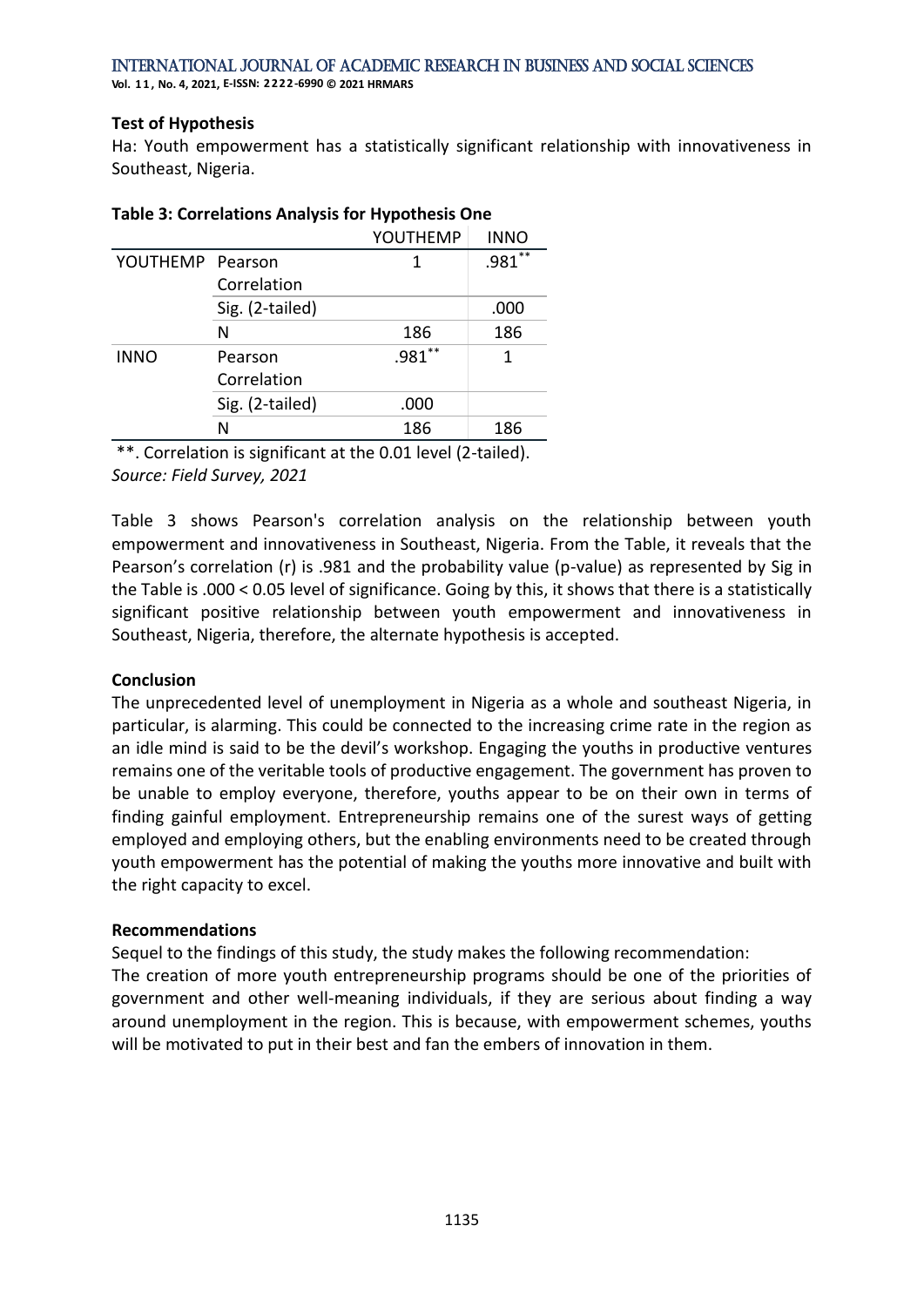**Test of Hypothesis**

Ha: Youth empowerment has a statistically significant relationship with innovativeness in Southeast, Nigeria.

**Table 3: Correlations Analysis for Hypothesis One**

| | | YOUTHEMP | INNO |
|---|---|---|---|
| YOUTHEMP | Pearson Correlation | 1 | .981** |
| | Sig. (2-tailed) | | .000 |
| | N | 186 | 186 |
| INNO | Pearson Correlation | .981** | 1 |
| | Sig. (2-tailed) | .000 | |
| | N | 186 | 186 |

**. Correlation is significant at the 0.01 level (2-tailed).

*Source: Field Survey, 2021*

Table 3 shows Pearson's correlation analysis on the relationship between youth empowerment and innovativeness in Southeast, Nigeria. From the Table, it reveals that the Pearson's correlation (r) is .981 and the probability value (p-value) as represented by Sig in the Table is .000 < 0.05 level of significance. Going by this, it shows that there is a statistically significant positive relationship between youth empowerment and innovativeness in Southeast, Nigeria, therefore, the alternate hypothesis is accepted.

**Conclusion**

The unprecedented level of unemployment in Nigeria as a whole and southeast Nigeria, in particular, is alarming. This could be connected to the increasing crime rate in the region as an idle mind is said to be the devil's workshop. Engaging the youths in productive ventures remains one of the veritable tools of productive engagement. The government has proven to be unable to employ everyone, therefore, youths appear to be on their own in terms of finding gainful employment. Entrepreneurship remains one of the surest ways of getting employed and employing others, but the enabling environments need to be created through youth empowerment has the potential of making the youths more innovative and built with the right capacity to excel.

**Recommendations**

Sequel to the findings of this study, the study makes the following recommendation:

The creation of more youth entrepreneurship programs should be one of the priorities of government and other well-meaning individuals, if they are serious about finding a way around unemployment in the region. This is because, with empowerment schemes, youths will be motivated to put in their best and fan the embers of innovation in them.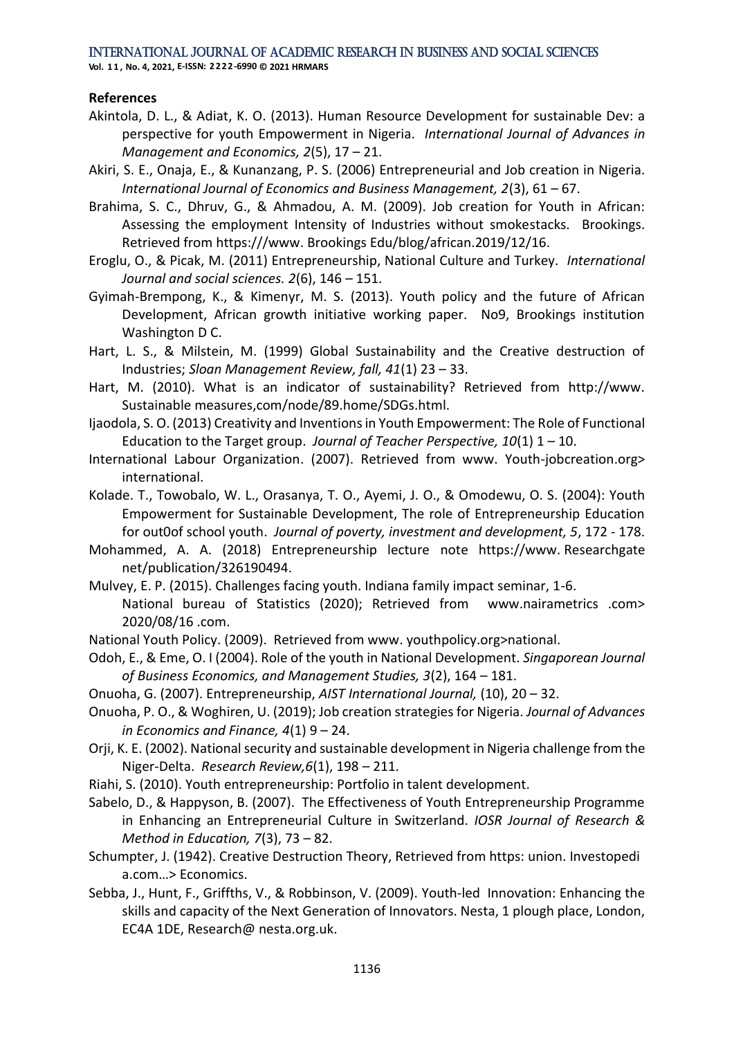## References

Akintola, D. L., & Adiat, K. O. (2013). Human Resource Development for sustainable Dev: a perspective for youth Empowerment in Nigeria. *International Journal of Advances in Management and Economics, 2*(5), 17 – 21.

Akiri, S. E., Onaja, E., & Kunanzang, P. S. (2006) Entrepreneurial and Job creation in Nigeria. *International Journal of Economics and Business Management, 2*(3), 61 – 67.

Brahima, S. C., Dhruv, G., & Ahmadou, A. M. (2009). Job creation for Youth in African: Assessing the employment Intensity of Industries without smokestacks. Brookings. Retrieved from https:///www. Brookings Edu/blog/african.2019/12/16.

Eroglu, O., & Picak, M. (2011) Entrepreneurship, National Culture and Turkey. *International Journal and social sciences. 2*(6), 146 – 151.

Gyimah-Brempong, K., & Kimenyr, M. S. (2013). Youth policy and the future of African Development, African growth initiative working paper. No9, Brookings institution Washington D C.

Hart, L. S., & Milstein, M. (1999) Global Sustainability and the Creative destruction of Industries; *Sloan Management Review, fall, 41*(1) 23 – 33.

Hart, M. (2010). What is an indicator of sustainability? Retrieved from http://www. Sustainable measures,com/node/89.home/SDGs.html.

Ijaodola, S. O. (2013) Creativity and Inventions in Youth Empowerment: The Role of Functional Education to the Target group. *Journal of Teacher Perspective, 10*(1) 1 – 10.

International Labour Organization. (2007). Retrieved from www. Youth-jobcreation.org> international.

Kolade. T., Towobalo, W. L., Orasanya, T. O., Ayemi, J. O., & Omodewu, O. S. (2004): Youth Empowerment for Sustainable Development, The role of Entrepreneurship Education for out0of school youth. *Journal of poverty, investment and development, 5*, 172 - 178.

Mohammed, A. A. (2018) Entrepreneurship lecture note https://www. Researchgate net/publication/326190494.

Mulvey, E. P. (2015). Challenges facing youth. Indiana family impact seminar, 1-6.

National bureau of Statistics (2020); Retrieved from www.nairametrics .com> 2020/08/16 .com.

National Youth Policy. (2009). Retrieved from www. youthpolicy.org>national.

Odoh, E., & Eme, O. I (2004). Role of the youth in National Development. *Singaporean Journal of Business Economics, and Management Studies, 3*(2), 164 – 181.

Onuoha, G. (2007). Entrepreneurship, *AIST International Journal,* (10), 20 – 32.

Onuoha, P. O., & Woghiren, U. (2019); Job creation strategies for Nigeria. *Journal of Advances in Economics and Finance, 4*(1) 9 – 24.

Orji, K. E. (2002). National security and sustainable development in Nigeria challenge from the Niger-Delta. *Research Review,6*(1), 198 – 211.

Riahi, S. (2010). Youth entrepreneurship: Portfolio in talent development.

Sabelo, D., & Happyson, B. (2007). The Effectiveness of Youth Entrepreneurship Programme in Enhancing an Entrepreneurial Culture in Switzerland. *IOSR Journal of Research & Method in Education, 7*(3), 73 – 82.

Schumpter, J. (1942). Creative Destruction Theory, Retrieved from https: union. Investopedi a.com…> Economics.

Sebba, J., Hunt, F., Griffths, V., & Robbinson, V. (2009). Youth-led Innovation: Enhancing the skills and capacity of the Next Generation of Innovators. Nesta, 1 plough place, London, EC4A 1DE, Research@ nesta.org.uk.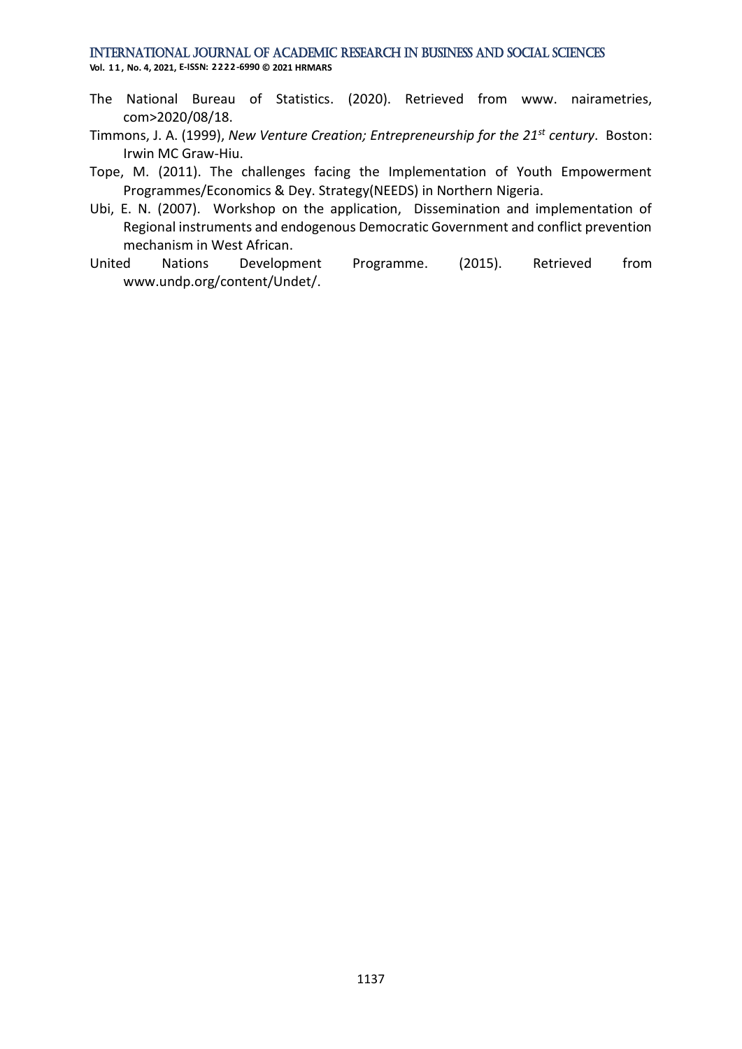The National Bureau of Statistics. (2020). Retrieved from www. nairametries, com>2020/08/18.

Timmons, J. A. (1999), *New Venture Creation; Entrepreneurship for the 21st century*. Boston: Irwin MC Graw-Hiu.

Tope, M. (2011). The challenges facing the Implementation of Youth Empowerment Programmes/Economics & Dey. Strategy(NEEDS) in Northern Nigeria.

Ubi, E. N. (2007). Workshop on the application, Dissemination and implementation of Regional instruments and endogenous Democratic Government and conflict prevention mechanism in West African.

United Nations Development Programme. (2015). Retrieved from www.undp.org/content/Undet/.